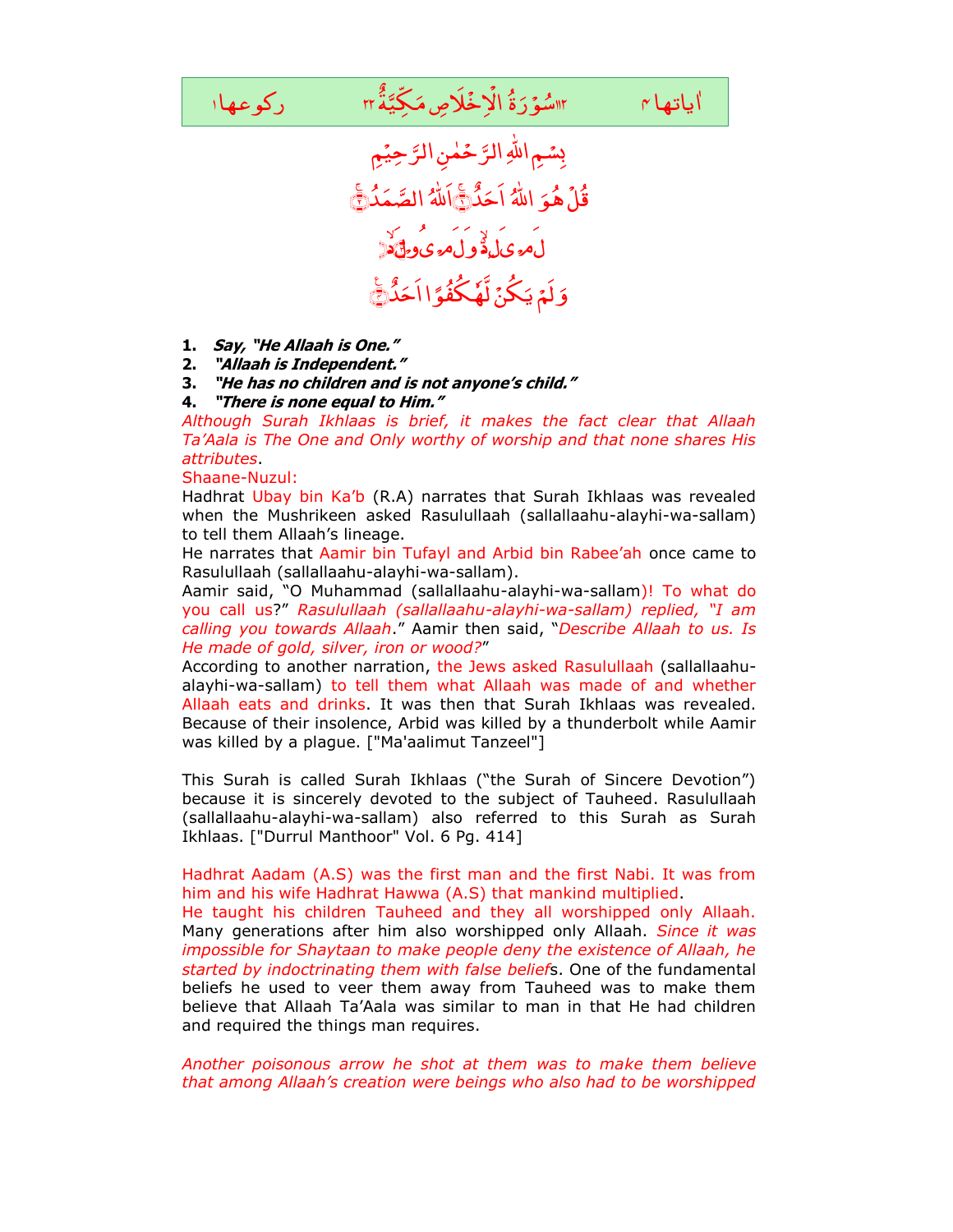آیاتها ۴ ۱۱۲ سُوْرَةُ الْاِخْلَاصِ مَكِّيَّةٌ ۲۲ رکوعها ۱

بِسْمِ اللّٰهِ الرَّحْمٰنِ الرَّحِيْمِ

قُلْ هُوَ اللّٰهُ اَحَدٌ ۚ﴿۱﴾ اَللّٰهُ الصَّمَدُ ۚ﴿۲﴾

لَمْ يَلِدْ ۙ وَلَمْ يُوْلَدْ ۙ﴿۳﴾

وَلَمْ يَكُنْ لَّهٗ كُفُوًا اَحَدٌ ۚ﴿۴﴾

1. ***Say, "He Allaah is One."***
2. ***"Allaah is Independent."***
3. ***"He has no children and is not anyone's child."***
4. ***"There is none equal to Him."***

*Although Surah Ikhlaas is brief, it makes the fact clear that Allaah Ta'Aala is The One and Only worthy of worship and that none shares His attributes*.

Shaane-Nuzul:

Hadhrat Ubay bin Ka'b (R.A) narrates that Surah Ikhlaas was revealed when the Mushrikeen asked Rasulullaah (sallallaahu-alayhi-wa-sallam) to tell them Allaah's lineage.

He narrates that Aamir bin Tufayl and Arbid bin Rabee'ah once came to Rasulullaah (sallallaahu-alayhi-wa-sallam).

Aamir said, "O Muhammad (sallallaahu-alayhi-wa-sallam)! To what do you call us?" *Rasulullaah (sallallaahu-alayhi-wa-sallam) replied, "I am calling you towards Allaah*." Aamir then said, "*Describe Allaah to us. Is He made of gold, silver, iron or wood?*"

According to another narration, the Jews asked Rasulullaah (sallallaahu-alayhi-wa-sallam) to tell them what Allaah was made of and whether Allaah eats and drinks. It was then that Surah Ikhlaas was revealed. Because of their insolence, Arbid was killed by a thunderbolt while Aamir was killed by a plague. ["Ma'aalimut Tanzeel"]

This Surah is called Surah Ikhlaas ("the Surah of Sincere Devotion") because it is sincerely devoted to the subject of Tauheed. Rasulullaah (sallallaahu-alayhi-wa-sallam) also referred to this Surah as Surah Ikhlaas. ["Durrul Manthoor" Vol. 6 Pg. 414]

Hadhrat Aadam (A.S) was the first man and the first Nabi. It was from him and his wife Hadhrat Hawwa (A.S) that mankind multiplied.

He taught his children Tauheed and they all worshipped only Allaah. Many generations after him also worshipped only Allaah. *Since it was impossible for Shaytaan to make people deny the existence of Allaah, he started by indoctrinating them with false belief*s. One of the fundamental beliefs he used to veer them away from Tauheed was to make them believe that Allaah Ta'Aala was similar to man in that He had children and required the things man requires.

*Another poisonous arrow he shot at them was to make them believe that among Allaah's creation were beings who also had to be worshipped*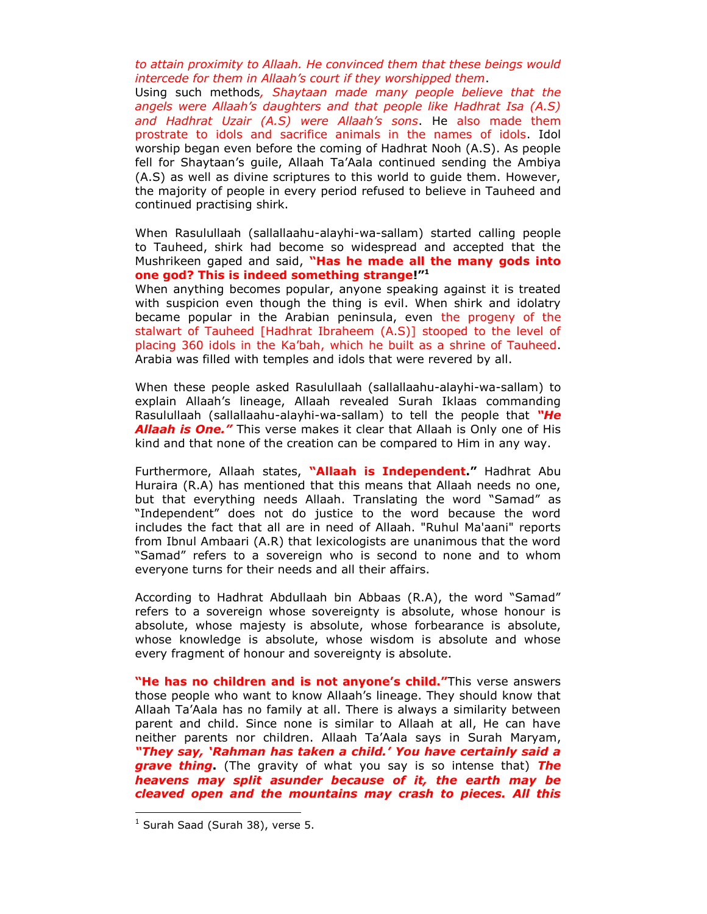*to attain proximity to Allaah. He convinced them that these beings would intercede for them in Allaah's court if they worshipped them*.

Using such methods*, Shaytaan made many people believe that the angels were Allaah's daughters and that people like Hadhrat Isa (A.S) and Hadhrat Uzair (A.S) were Allaah's sons*. He also made them prostrate to idols and sacrifice animals in the names of idols. Idol worship began even before the coming of Hadhrat Nooh (A.S). As people fell for Shaytaan's guile, Allaah Ta'Aala continued sending the Ambiya (A.S) as well as divine scriptures to this world to guide them. However, the majority of people in every period refused to believe in Tauheed and continued practising shirk.

When Rasulullaah (sallallaahu-alayhi-wa-sallam) started calling people to Tauheed, shirk had become so widespread and accepted that the Mushrikeen gaped and said, **"Has he made all the many gods into one god? This is indeed something strange!"**[1]

When anything becomes popular, anyone speaking against it is treated with suspicion even though the thing is evil. When shirk and idolatry became popular in the Arabian peninsula, even the progeny of the stalwart of Tauheed [Hadhrat Ibraheem (A.S)] stooped to the level of placing 360 idols in the Ka'bah, which he built as a shrine of Tauheed. Arabia was filled with temples and idols that were revered by all.

When these people asked Rasulullaah (sallallaahu-alayhi-wa-sallam) to explain Allaah's lineage, Allaah revealed Surah Iklaas commanding Rasulullaah (sallallaahu-alayhi-wa-sallam) to tell the people that ***"He Allaah is One."*** This verse makes it clear that Allaah is Only one of His kind and that none of the creation can be compared to Him in any way.

Furthermore, Allaah states, **"Allaah is Independent."** Hadhrat Abu Huraira (R.A) has mentioned that this means that Allaah needs no one, but that everything needs Allaah. Translating the word "Samad" as "Independent" does not do justice to the word because the word includes the fact that all are in need of Allaah. "Ruhul Ma'aani" reports from Ibnul Ambaari (A.R) that lexicologists are unanimous that the word "Samad" refers to a sovereign who is second to none and to whom everyone turns for their needs and all their affairs.

According to Hadhrat Abdullaah bin Abbaas (R.A), the word "Samad" refers to a sovereign whose sovereignty is absolute, whose honour is absolute, whose majesty is absolute, whose forbearance is absolute, whose knowledge is absolute, whose wisdom is absolute and whose every fragment of honour and sovereignty is absolute.

**"He has no children and is not anyone's child."** This verse answers those people who want to know Allaah's lineage. They should know that Allaah Ta'Aala has no family at all. There is always a similarity between parent and child. Since none is similar to Allaah at all, He can have neither parents nor children. Allaah Ta'Aala says in Surah Maryam, ***"They say, 'Rahman has taken a child.' You have certainly said a grave thing*.** (The gravity of what you say is so intense that) ***The heavens may split asunder because of it, the earth may be cleaved open and the mountains may crash to pieces. All this***

---

[1] Surah Saad (Surah 38), verse 5.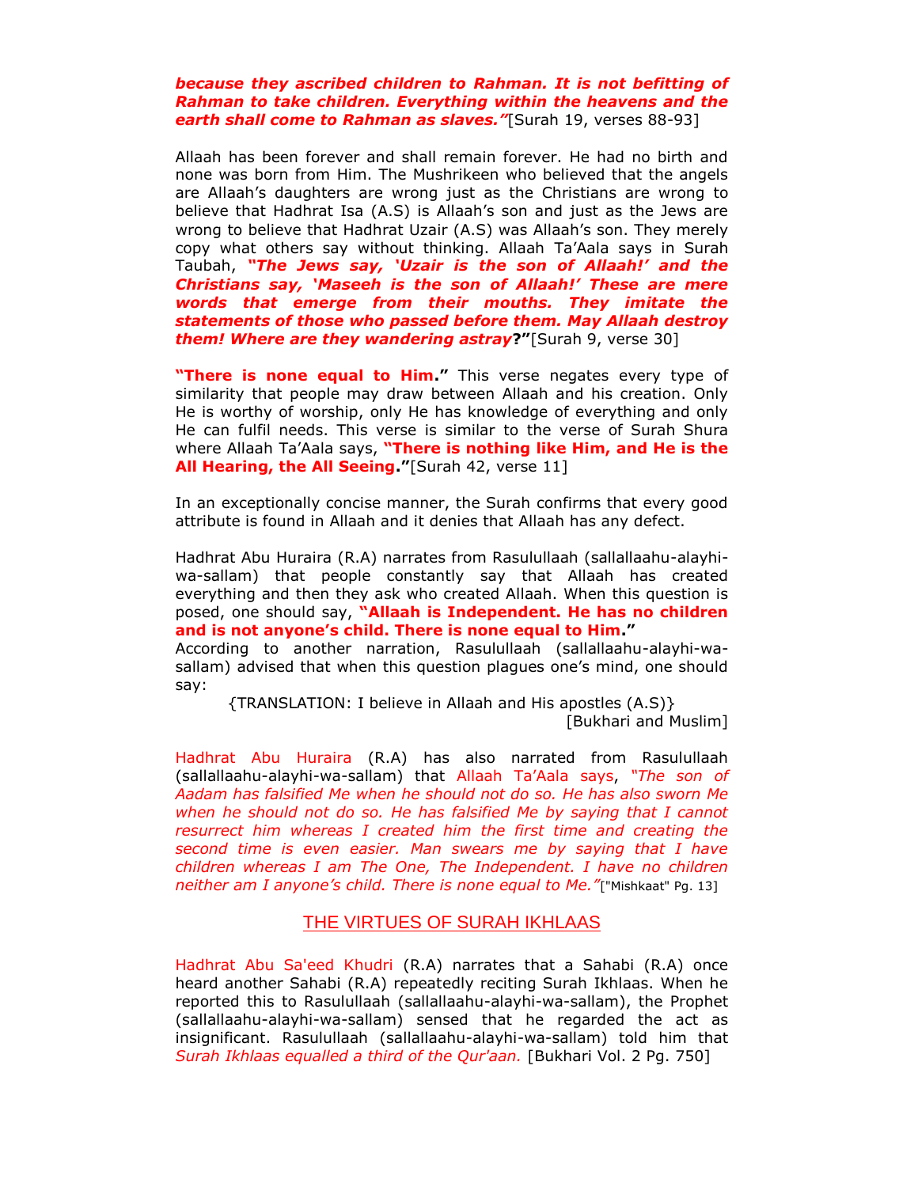***because they ascribed children to Rahman. It is not befitting of Rahman to take children. Everything within the heavens and the earth shall come to Rahman as slaves."***[Surah 19, verses 88-93]

Allaah has been forever and shall remain forever. He had no birth and none was born from Him. The Mushrikeen who believed that the angels are Allaah's daughters are wrong just as the Christians are wrong to believe that Hadhrat Isa (A.S) is Allaah's son and just as the Jews are wrong to believe that Hadhrat Uzair (A.S) was Allaah's son. They merely copy what others say without thinking. Allaah Ta'Aala says in Surah Taubah, ***"The Jews say, 'Uzair is the son of Allaah!' and the Christians say, 'Maseeh is the son of Allaah!' These are mere words that emerge from their mouths. They imitate the statements of those who passed before them. May Allaah destroy them! Where are they wandering astray*?"**[Surah 9, verse 30]

**"There is none equal to Him."** This verse negates every type of similarity that people may draw between Allaah and his creation. Only He is worthy of worship, only He has knowledge of everything and only He can fulfil needs. This verse is similar to the verse of Surah Shura where Allaah Ta'Aala says, **"There is nothing like Him, and He is the All Hearing, the All Seeing."**[Surah 42, verse 11]

In an exceptionally concise manner, the Surah confirms that every good attribute is found in Allaah and it denies that Allaah has any defect.

Hadhrat Abu Huraira (R.A) narrates from Rasulullaah (sallallaahu-alayhi-wa-sallam) that people constantly say that Allaah has created everything and then they ask who created Allaah. When this question is posed, one should say, **"Allaah is Independent. He has no children and is not anyone's child. There is none equal to Him."**
According to another narration, Rasulullaah (sallallaahu-alayhi-wa-sallam) advised that when this question plagues one's mind, one should say:

{TRANSLATION: I believe in Allaah and His apostles (A.S)}
[Bukhari and Muslim]

Hadhrat Abu Huraira (R.A) has also narrated from Rasulullaah (sallallaahu-alayhi-wa-sallam) that Allaah Ta'Aala says, *"The son of Aadam has falsified Me when he should not do so. He has also sworn Me when he should not do so. He has falsified Me by saying that I cannot resurrect him whereas I created him the first time and creating the second time is even easier. Man swears me by saying that I have children whereas I am The One, The Independent. I have no children neither am I anyone's child. There is none equal to Me."*["Mishkaat" Pg. 13]

## THE VIRTUES OF SURAH IKHLAAS

Hadhrat Abu Sa'eed Khudri (R.A) narrates that a Sahabi (R.A) once heard another Sahabi (R.A) repeatedly reciting Surah Ikhlaas. When he reported this to Rasulullaah (sallallaahu-alayhi-wa-sallam), the Prophet (sallallaahu-alayhi-wa-sallam) sensed that he regarded the act as insignificant. Rasulullaah (sallallaahu-alayhi-wa-sallam) told him that *Surah Ikhlaas equalled a third of the Qur'aan.* [Bukhari Vol. 2 Pg. 750]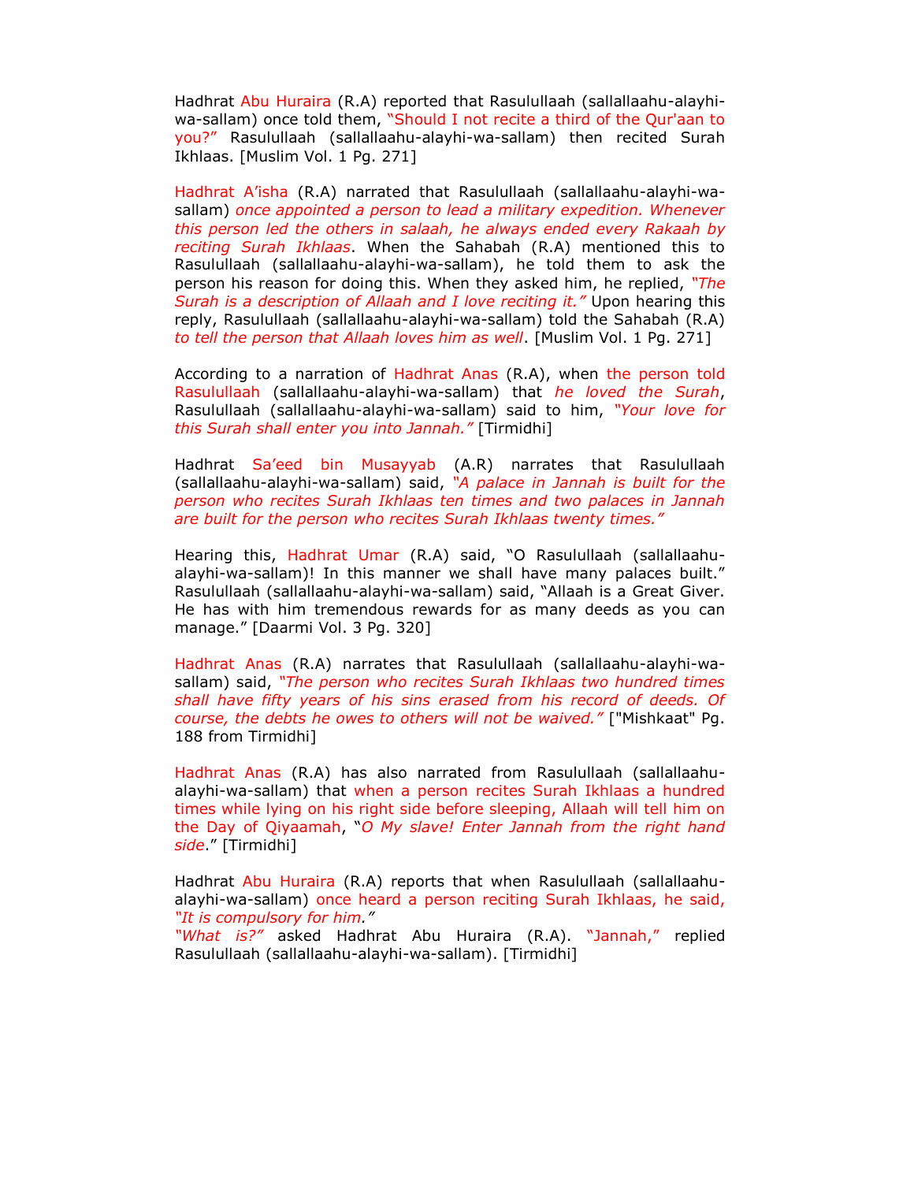Hadhrat Abu Huraira (R.A) reported that Rasulullaah (sallallaahu-alayhi-wa-sallam) once told them, "Should I not recite a third of the Qur'aan to you?" Rasulullaah (sallallaahu-alayhi-wa-sallam) then recited Surah Ikhlaas. [Muslim Vol. 1 Pg. 271]

Hadhrat A'isha (R.A) narrated that Rasulullaah (sallallaahu-alayhi-wa-sallam) *once appointed a person to lead a military expedition. Whenever this person led the others in salaah, he always ended every Rakaah by reciting Surah Ikhlaas*. When the Sahabah (R.A) mentioned this to Rasulullaah (sallallaahu-alayhi-wa-sallam), he told them to ask the person his reason for doing this. When they asked him, he replied, *"The Surah is a description of Allaah and I love reciting it."* Upon hearing this reply, Rasulullaah (sallallaahu-alayhi-wa-sallam) told the Sahabah (R.A) *to tell the person that Allaah loves him as well*. [Muslim Vol. 1 Pg. 271]

According to a narration of Hadhrat Anas (R.A), when the person told Rasulullaah (sallallaahu-alayhi-wa-sallam) that *he loved the Surah*, Rasulullaah (sallallaahu-alayhi-wa-sallam) said to him, *"Your love for this Surah shall enter you into Jannah."* [Tirmidhi]

Hadhrat Sa'eed bin Musayyab (A.R) narrates that Rasulullaah (sallallaahu-alayhi-wa-sallam) said, *"A palace in Jannah is built for the person who recites Surah Ikhlaas ten times and two palaces in Jannah are built for the person who recites Surah Ikhlaas twenty times."*

Hearing this, Hadhrat Umar (R.A) said, "O Rasulullaah (sallallaahu-alayhi-wa-sallam)! In this manner we shall have many palaces built." Rasulullaah (sallallaahu-alayhi-wa-sallam) said, "Allaah is a Great Giver. He has with him tremendous rewards for as many deeds as you can manage." [Daarmi Vol. 3 Pg. 320]

Hadhrat Anas (R.A) narrates that Rasulullaah (sallallaahu-alayhi-wa-sallam) said, *"The person who recites Surah Ikhlaas two hundred times shall have fifty years of his sins erased from his record of deeds. Of course, the debts he owes to others will not be waived."* ["Mishkaat" Pg. 188 from Tirmidhi]

Hadhrat Anas (R.A) has also narrated from Rasulullaah (sallallaahu-alayhi-wa-sallam) that when a person recites Surah Ikhlaas a hundred times while lying on his right side before sleeping, Allaah will tell him on the Day of Qiyaamah, "*O My slave! Enter Jannah from the right hand side*." [Tirmidhi]

Hadhrat Abu Huraira (R.A) reports that when Rasulullaah (sallallaahu-alayhi-wa-sallam) once heard a person reciting Surah Ikhlaas, he said, *"It is compulsory for him."*
*"What is?"* asked Hadhrat Abu Huraira (R.A). "Jannah," replied Rasulullaah (sallallaahu-alayhi-wa-sallam). [Tirmidhi]